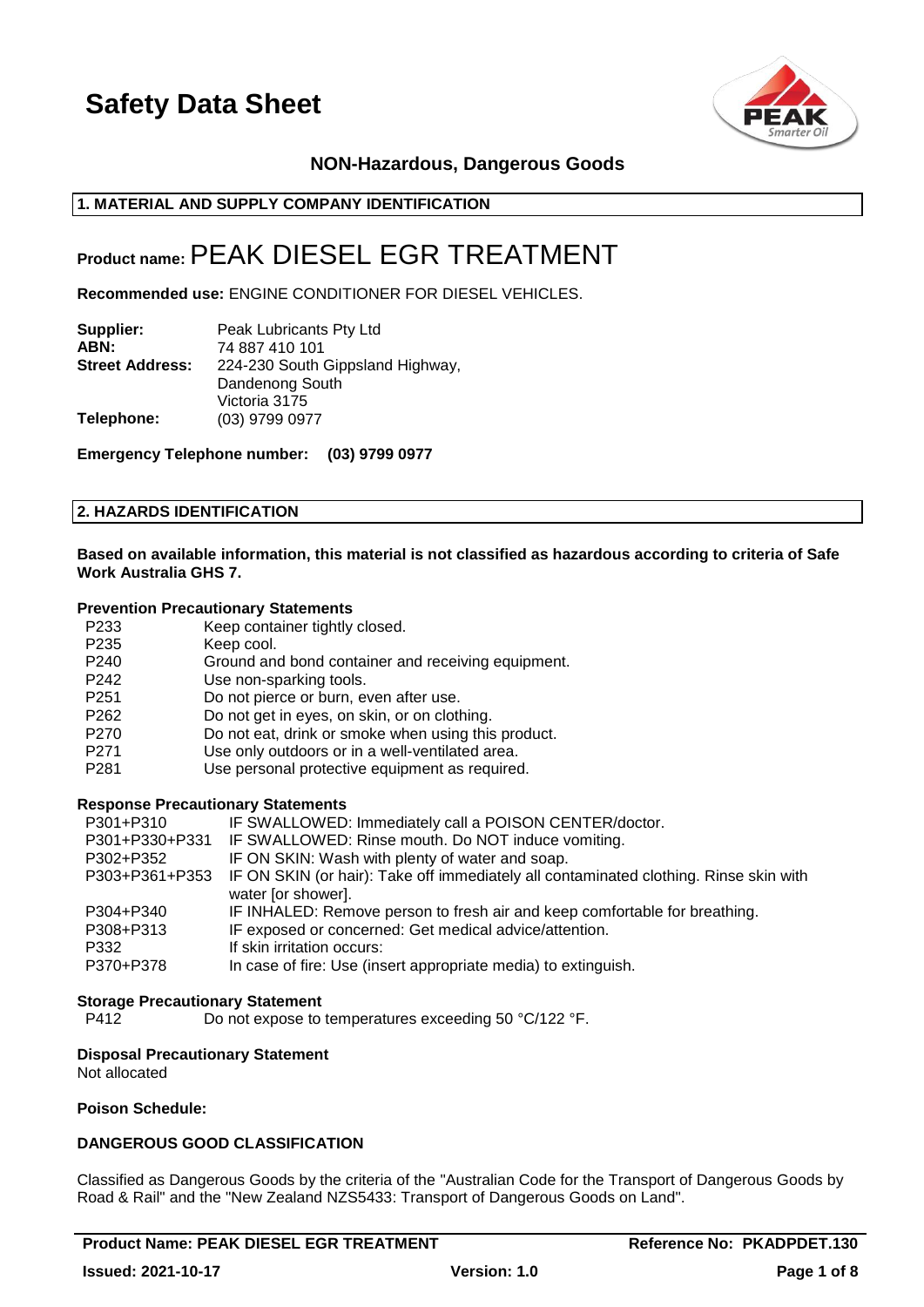# Safety Data Sheet

**NON-Hazardous, Dangerous Goods**

## 1. MATERIAL AND SUPPLY COMPANY IDENTIFICATION

# Product name: PEAK DIESEL EGR TREATMENT

**Recommended use:** ENGINE CONDITIONER FOR DIESEL VEHICLES.

| | |
|---|---|
| **Supplier:** | Peak Lubricants Pty Ltd |
| **ABN:** | 74 887 410 101 |
| **Street Address:** | 224-230 South Gippsland Highway, Dandenong South Victoria 3175 |
| **Telephone:** | (03) 9799 0977 |

**Emergency Telephone number: (03) 9799 0977**

## 2. HAZARDS IDENTIFICATION

**Based on available information, this material is not classified as hazardous according to criteria of Safe Work Australia GHS 7.**

### Prevention Precautionary Statements

| | |
|---|---|
| P233 | Keep container tightly closed. |
| P235 | Keep cool. |
| P240 | Ground and bond container and receiving equipment. |
| P242 | Use non-sparking tools. |
| P251 | Do not pierce or burn, even after use. |
| P262 | Do not get in eyes, on skin, or on clothing. |
| P270 | Do not eat, drink or smoke when using this product. |
| P271 | Use only outdoors or in a well-ventilated area. |
| P281 | Use personal protective equipment as required. |

### Response Precautionary Statements

| | |
|---|---|
| P301+P310 | IF SWALLOWED: Immediately call a POISON CENTER/doctor. |
| P301+P330+P331 | IF SWALLOWED: Rinse mouth. Do NOT induce vomiting. |
| P302+P352 | IF ON SKIN: Wash with plenty of water and soap. |
| P303+P361+P353 | IF ON SKIN (or hair): Take off immediately all contaminated clothing. Rinse skin with water [or shower]. |
| P304+P340 | IF INHALED: Remove person to fresh air and keep comfortable for breathing. |
| P308+P313 | IF exposed or concerned: Get medical advice/attention. |
| P332 | If skin irritation occurs: |
| P370+P378 | In case of fire: Use (insert appropriate media) to extinguish. |

### Storage Precautionary Statement

| | |
|---|---|
| P412 | Do not expose to temperatures exceeding 50 °C/122 °F. |

### Disposal Precautionary Statement

Not allocated

**Poison Schedule:**

### DANGEROUS GOOD CLASSIFICATION

Classified as Dangerous Goods by the criteria of the "Australian Code for the Transport of Dangerous Goods by Road & Rail" and the "New Zealand NZS5433: Transport of Dangerous Goods on Land".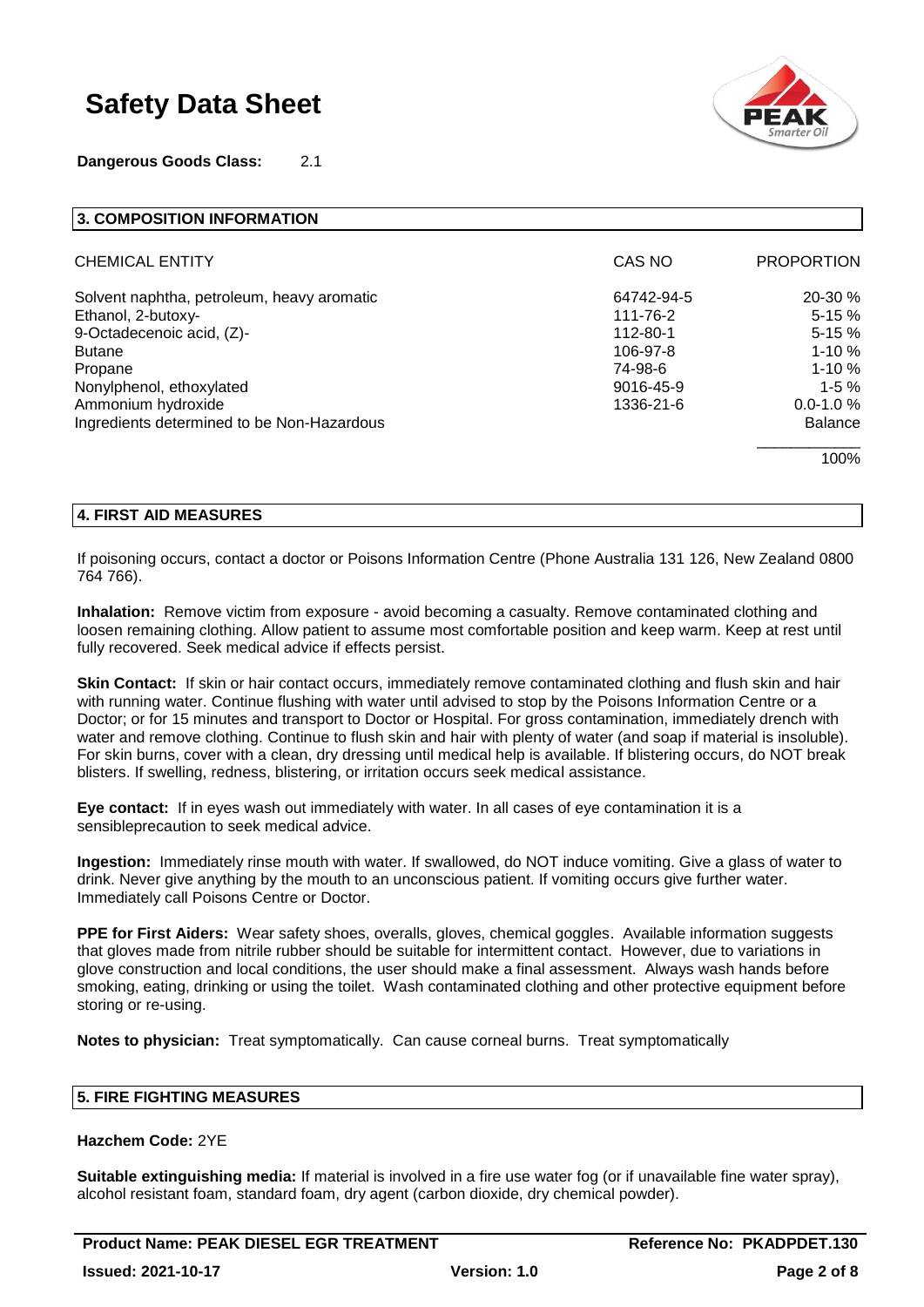**Dangerous Goods Class:** 2.1

## 3. COMPOSITION INFORMATION

| CHEMICAL ENTITY | CAS NO | PROPORTION |
|---|---|---|
| Solvent naphtha, petroleum, heavy aromatic | 64742-94-5 | 20-30 % |
| Ethanol, 2-butoxy- | 111-76-2 | 5-15 % |
| 9-Octadecenoic acid, (Z)- | 112-80-1 | 5-15 % |
| Butane | 106-97-8 | 1-10 % |
| Propane | 74-98-6 | 1-10 % |
| Nonylphenol, ethoxylated | 9016-45-9 | 1-5 % |
| Ammonium hydroxide | 1336-21-6 | 0.0-1.0 % |
| Ingredients determined to be Non-Hazardous | | Balance |
| | | 100% |

## 4. FIRST AID MEASURES

If poisoning occurs, contact a doctor or Poisons Information Centre (Phone Australia 131 126, New Zealand 0800 764 766).

**Inhalation:** Remove victim from exposure - avoid becoming a casualty. Remove contaminated clothing and loosen remaining clothing. Allow patient to assume most comfortable position and keep warm. Keep at rest until fully recovered. Seek medical advice if effects persist.

**Skin Contact:** If skin or hair contact occurs, immediately remove contaminated clothing and flush skin and hair with running water. Continue flushing with water until advised to stop by the Poisons Information Centre or a Doctor; or for 15 minutes and transport to Doctor or Hospital. For gross contamination, immediately drench with water and remove clothing. Continue to flush skin and hair with plenty of water (and soap if material is insoluble). For skin burns, cover with a clean, dry dressing until medical help is available. If blistering occurs, do NOT break blisters. If swelling, redness, blistering, or irritation occurs seek medical assistance.

**Eye contact:** If in eyes wash out immediately with water. In all cases of eye contamination it is a sensibleprecaution to seek medical advice.

**Ingestion:** Immediately rinse mouth with water. If swallowed, do NOT induce vomiting. Give a glass of water to drink. Never give anything by the mouth to an unconscious patient. If vomiting occurs give further water. Immediately call Poisons Centre or Doctor.

**PPE for First Aiders:** Wear safety shoes, overalls, gloves, chemical goggles. Available information suggests that gloves made from nitrile rubber should be suitable for intermittent contact. However, due to variations in glove construction and local conditions, the user should make a final assessment. Always wash hands before smoking, eating, drinking or using the toilet. Wash contaminated clothing and other protective equipment before storing or re-using.

**Notes to physician:** Treat symptomatically. Can cause corneal burns. Treat symptomatically

## 5. FIRE FIGHTING MEASURES

**Hazchem Code:** 2YE

**Suitable extinguishing media:** If material is involved in a fire use water fog (or if unavailable fine water spray), alcohol resistant foam, standard foam, dry agent (carbon dioxide, dry chemical powder).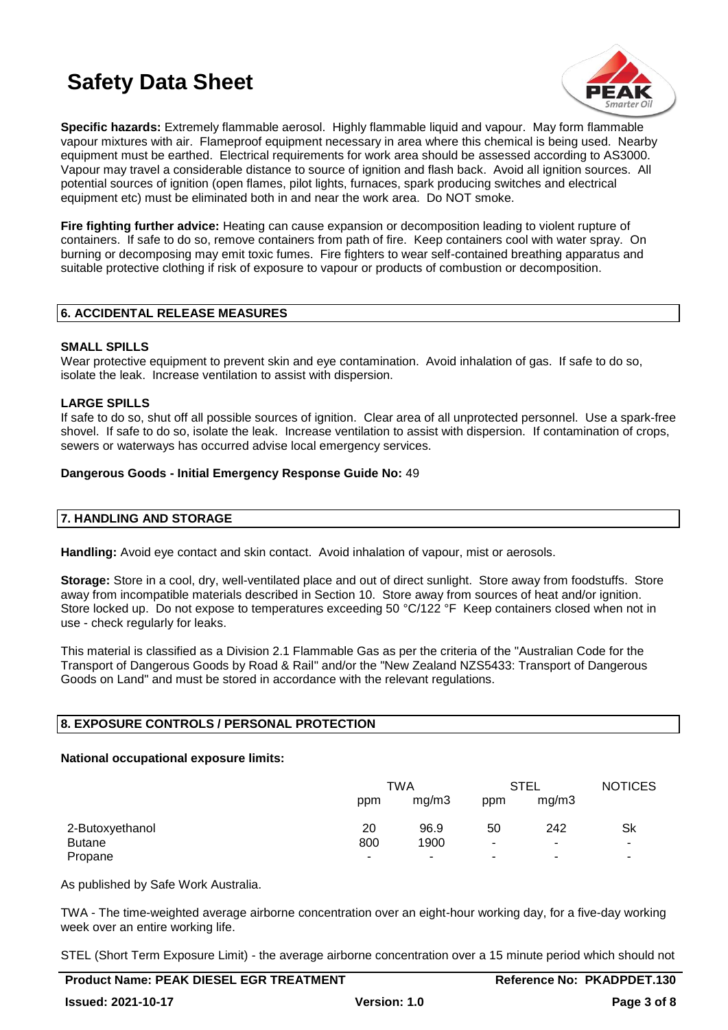**Specific hazards:** Extremely flammable aerosol. Highly flammable liquid and vapour. May form flammable vapour mixtures with air. Flameproof equipment necessary in area where this chemical is being used. Nearby equipment must be earthed. Electrical requirements for work area should be assessed according to AS3000. Vapour may travel a considerable distance to source of ignition and flash back. Avoid all ignition sources. All potential sources of ignition (open flames, pilot lights, furnaces, spark producing switches and electrical equipment etc) must be eliminated both in and near the work area. Do NOT smoke.

**Fire fighting further advice:** Heating can cause expansion or decomposition leading to violent rupture of containers. If safe to do so, remove containers from path of fire. Keep containers cool with water spray. On burning or decomposing may emit toxic fumes. Fire fighters to wear self-contained breathing apparatus and suitable protective clothing if risk of exposure to vapour or products of combustion or decomposition.

## 6. ACCIDENTAL RELEASE MEASURES

**SMALL SPILLS**

Wear protective equipment to prevent skin and eye contamination. Avoid inhalation of gas. If safe to do so, isolate the leak. Increase ventilation to assist with dispersion.

**LARGE SPILLS**

If safe to do so, shut off all possible sources of ignition. Clear area of all unprotected personnel. Use a spark-free shovel. If safe to do so, isolate the leak. Increase ventilation to assist with dispersion. If contamination of crops, sewers or waterways has occurred advise local emergency services.

**Dangerous Goods - Initial Emergency Response Guide No:** 49

## 7. HANDLING AND STORAGE

**Handling:** Avoid eye contact and skin contact. Avoid inhalation of vapour, mist or aerosols.

**Storage:** Store in a cool, dry, well-ventilated place and out of direct sunlight. Store away from foodstuffs. Store away from incompatible materials described in Section 10. Store away from sources of heat and/or ignition. Store locked up. Do not expose to temperatures exceeding 50 °C/122 °F Keep containers closed when not in use - check regularly for leaks.

This material is classified as a Division 2.1 Flammable Gas as per the criteria of the "Australian Code for the Transport of Dangerous Goods by Road & Rail" and/or the "New Zealand NZS5433: Transport of Dangerous Goods on Land" and must be stored in accordance with the relevant regulations.

## 8. EXPOSURE CONTROLS / PERSONAL PROTECTION

**National occupational exposure limits:**

| | TWA | | STEL | | NOTICES |
|---|---|---|---|---|---|
| | ppm | mg/m3 | ppm | mg/m3 | |
| 2-Butoxyethanol | 20 | 96.9 | 50 | 242 | Sk |
| Butane | 800 | 1900 | - | - | - |
| Propane | - | - | - | - | - |

As published by Safe Work Australia.

TWA - The time-weighted average airborne concentration over an eight-hour working day, for a five-day working week over an entire working life.

STEL (Short Term Exposure Limit) - the average airborne concentration over a 15 minute period which should not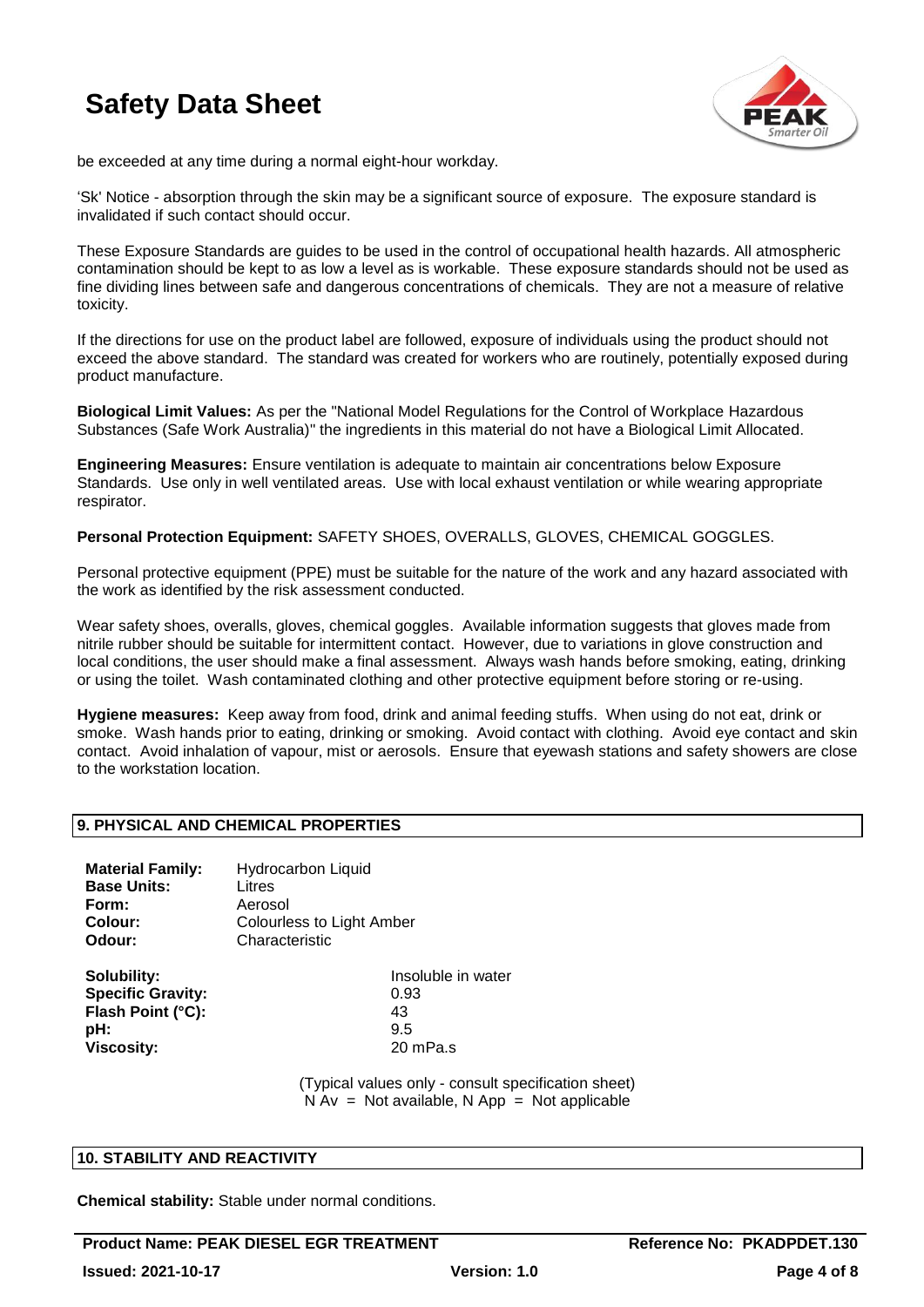be exceeded at any time during a normal eight-hour workday.

'Sk' Notice - absorption through the skin may be a significant source of exposure. The exposure standard is invalidated if such contact should occur.

These Exposure Standards are guides to be used in the control of occupational health hazards. All atmospheric contamination should be kept to as low a level as is workable. These exposure standards should not be used as fine dividing lines between safe and dangerous concentrations of chemicals. They are not a measure of relative toxicity.

If the directions for use on the product label are followed, exposure of individuals using the product should not exceed the above standard. The standard was created for workers who are routinely, potentially exposed during product manufacture.

**Biological Limit Values:** As per the "National Model Regulations for the Control of Workplace Hazardous Substances (Safe Work Australia)" the ingredients in this material do not have a Biological Limit Allocated.

**Engineering Measures:** Ensure ventilation is adequate to maintain air concentrations below Exposure Standards. Use only in well ventilated areas. Use with local exhaust ventilation or while wearing appropriate respirator.

**Personal Protection Equipment:** SAFETY SHOES, OVERALLS, GLOVES, CHEMICAL GOGGLES.

Personal protective equipment (PPE) must be suitable for the nature of the work and any hazard associated with the work as identified by the risk assessment conducted.

Wear safety shoes, overalls, gloves, chemical goggles. Available information suggests that gloves made from nitrile rubber should be suitable for intermittent contact. However, due to variations in glove construction and local conditions, the user should make a final assessment. Always wash hands before smoking, eating, drinking or using the toilet. Wash contaminated clothing and other protective equipment before storing or re-using.

**Hygiene measures:** Keep away from food, drink and animal feeding stuffs. When using do not eat, drink or smoke. Wash hands prior to eating, drinking or smoking. Avoid contact with clothing. Avoid eye contact and skin contact. Avoid inhalation of vapour, mist or aerosols. Ensure that eyewash stations and safety showers are close to the workstation location.

## 9. PHYSICAL AND CHEMICAL PROPERTIES

**Material Family:** Hydrocarbon Liquid
**Base Units:** Litres
**Form:** Aerosol
**Colour:** Colourless to Light Amber
**Odour:** Characteristic

**Solubility:** Insoluble in water
**Specific Gravity:** 0.93
**Flash Point (°C):** 43
**pH:** 9.5
**Viscosity:** 20 mPa.s

(Typical values only - consult specification sheet)
N Av = Not available, N App = Not applicable

## 10. STABILITY AND REACTIVITY

**Chemical stability:** Stable under normal conditions.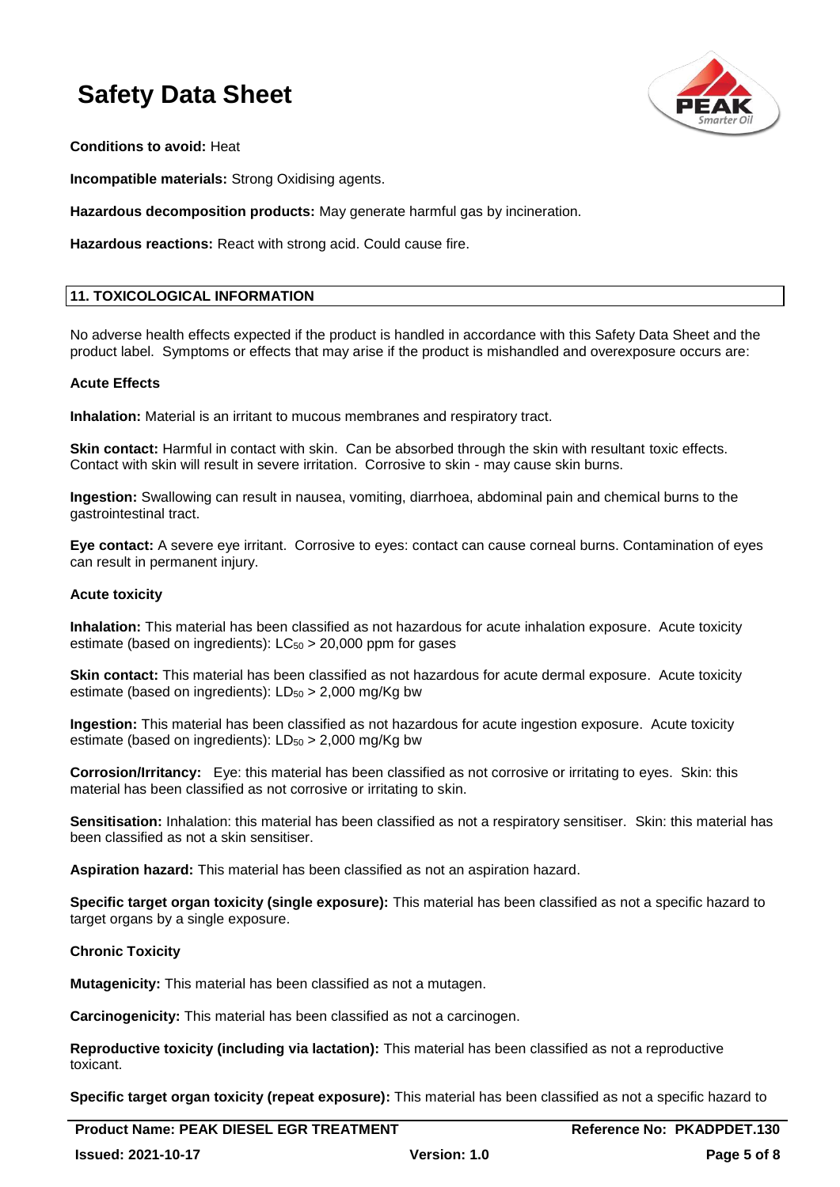**Conditions to avoid:** Heat

**Incompatible materials:** Strong Oxidising agents.

**Hazardous decomposition products:** May generate harmful gas by incineration.

**Hazardous reactions:** React with strong acid. Could cause fire.

## 11. TOXICOLOGICAL INFORMATION

No adverse health effects expected if the product is handled in accordance with this Safety Data Sheet and the product label. Symptoms or effects that may arise if the product is mishandled and overexposure occurs are:

**Acute Effects**

**Inhalation:** Material is an irritant to mucous membranes and respiratory tract.

**Skin contact:** Harmful in contact with skin. Can be absorbed through the skin with resultant toxic effects. Contact with skin will result in severe irritation. Corrosive to skin - may cause skin burns.

**Ingestion:** Swallowing can result in nausea, vomiting, diarrhoea, abdominal pain and chemical burns to the gastrointestinal tract.

**Eye contact:** A severe eye irritant. Corrosive to eyes: contact can cause corneal burns. Contamination of eyes can result in permanent injury.

**Acute toxicity**

**Inhalation:** This material has been classified as not hazardous for acute inhalation exposure. Acute toxicity estimate (based on ingredients): $LC_{50}$ > 20,000 ppm for gases

**Skin contact:** This material has been classified as not hazardous for acute dermal exposure. Acute toxicity estimate (based on ingredients): $LD_{50}$ > 2,000 mg/Kg bw

**Ingestion:** This material has been classified as not hazardous for acute ingestion exposure. Acute toxicity estimate (based on ingredients): $LD_{50}$ > 2,000 mg/Kg bw

**Corrosion/Irritancy:** Eye: this material has been classified as not corrosive or irritating to eyes. Skin: this material has been classified as not corrosive or irritating to skin.

**Sensitisation:** Inhalation: this material has been classified as not a respiratory sensitiser. Skin: this material has been classified as not a skin sensitiser.

**Aspiration hazard:** This material has been classified as not an aspiration hazard.

**Specific target organ toxicity (single exposure):** This material has been classified as not a specific hazard to target organs by a single exposure.

**Chronic Toxicity**

**Mutagenicity:** This material has been classified as not a mutagen.

**Carcinogenicity:** This material has been classified as not a carcinogen.

**Reproductive toxicity (including via lactation):** This material has been classified as not a reproductive toxicant.

**Specific target organ toxicity (repeat exposure):** This material has been classified as not a specific hazard to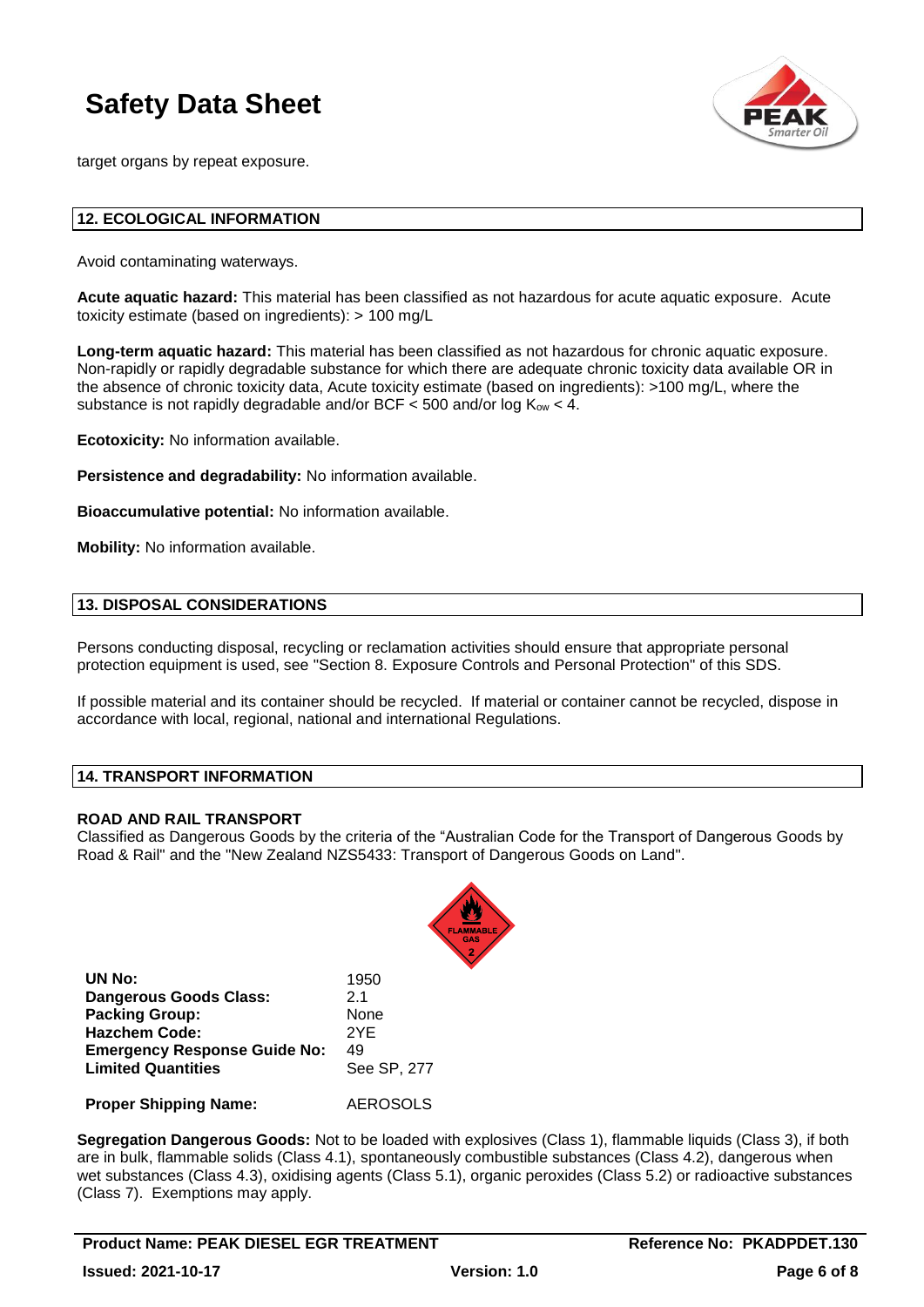target organs by repeat exposure.

## 12. ECOLOGICAL INFORMATION

Avoid contaminating waterways.

**Acute aquatic hazard:** This material has been classified as not hazardous for acute aquatic exposure. Acute toxicity estimate (based on ingredients): > 100 mg/L

**Long-term aquatic hazard:** This material has been classified as not hazardous for chronic aquatic exposure. Non-rapidly or rapidly degradable substance for which there are adequate chronic toxicity data available OR in the absence of chronic toxicity data, Acute toxicity estimate (based on ingredients): >100 mg/L, where the substance is not rapidly degradable and/or BCF < 500 and/or log $K_{ow}$ < 4.

**Ecotoxicity:** No information available.

**Persistence and degradability:** No information available.

**Bioaccumulative potential:** No information available.

**Mobility:** No information available.

## 13. DISPOSAL CONSIDERATIONS

Persons conducting disposal, recycling or reclamation activities should ensure that appropriate personal protection equipment is used, see "Section 8. Exposure Controls and Personal Protection" of this SDS.

If possible material and its container should be recycled. If material or container cannot be recycled, dispose in accordance with local, regional, national and international Regulations.

## 14. TRANSPORT INFORMATION

### ROAD AND RAIL TRANSPORT

Classified as Dangerous Goods by the criteria of the "Australian Code for the Transport of Dangerous Goods by Road & Rail" and the "New Zealand NZS5433: Transport of Dangerous Goods on Land".

| | |
|---|---|
| **UN No:** | 1950 |
| **Dangerous Goods Class:** | 2.1 |
| **Packing Group:** | None |
| **Hazchem Code:** | 2YE |
| **Emergency Response Guide No:** | 49 |
| **Limited Quantities** | See SP, 277 |
| **Proper Shipping Name:** | AEROSOLS |

**Segregation Dangerous Goods:** Not to be loaded with explosives (Class 1), flammable liquids (Class 3), if both are in bulk, flammable solids (Class 4.1), spontaneously combustible substances (Class 4.2), dangerous when wet substances (Class 4.3), oxidising agents (Class 5.1), organic peroxides (Class 5.2) or radioactive substances (Class 7). Exemptions may apply.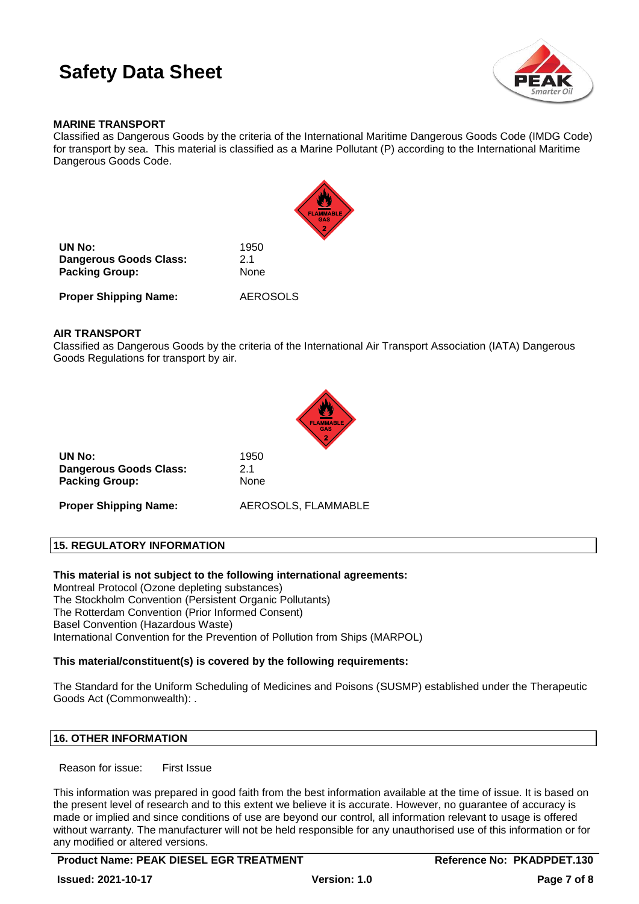**MARINE TRANSPORT**

Classified as Dangerous Goods by the criteria of the International Maritime Dangerous Goods Code (IMDG Code) for transport by sea. This material is classified as a Marine Pollutant (P) according to the International Maritime Dangerous Goods Code.

| | |
|---|---|
| **UN No:** | 1950 |
| **Dangerous Goods Class:** | 2.1 |
| **Packing Group:** | None |
| **Proper Shipping Name:** | AEROSOLS |

**AIR TRANSPORT**

Classified as Dangerous Goods by the criteria of the International Air Transport Association (IATA) Dangerous Goods Regulations for transport by air.

| | |
|---|---|
| **UN No:** | 1950 |
| **Dangerous Goods Class:** | 2.1 |
| **Packing Group:** | None |
| **Proper Shipping Name:** | AEROSOLS, FLAMMABLE |

## 15. REGULATORY INFORMATION

**This material is not subject to the following international agreements:**

Montreal Protocol (Ozone depleting substances)
The Stockholm Convention (Persistent Organic Pollutants)
The Rotterdam Convention (Prior Informed Consent)
Basel Convention (Hazardous Waste)
International Convention for the Prevention of Pollution from Ships (MARPOL)

**This material/constituent(s) is covered by the following requirements:**

The Standard for the Uniform Scheduling of Medicines and Poisons (SUSMP) established under the Therapeutic Goods Act (Commonwealth): .

## 16. OTHER INFORMATION

Reason for issue: First Issue

This information was prepared in good faith from the best information available at the time of issue. It is based on the present level of research and to this extent we believe it is accurate. However, no guarantee of accuracy is made or implied and since conditions of use are beyond our control, all information relevant to usage is offered without warranty. The manufacturer will not be held responsible for any unauthorised use of this information or for any modified or altered versions.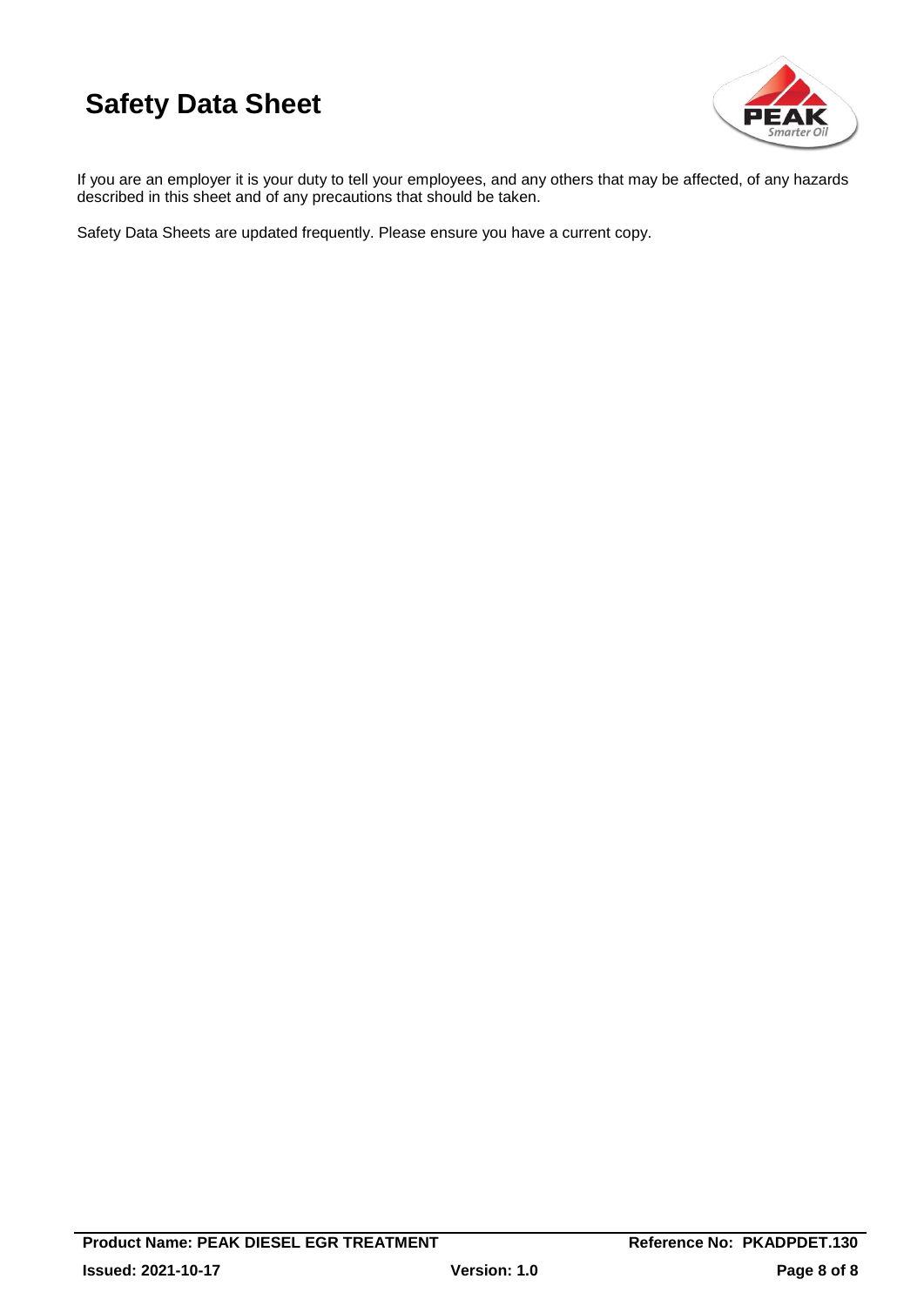If you are an employer it is your duty to tell your employees, and any others that may be affected, of any hazards described in this sheet and of any precautions that should be taken.

Safety Data Sheets are updated frequently. Please ensure you have a current copy.